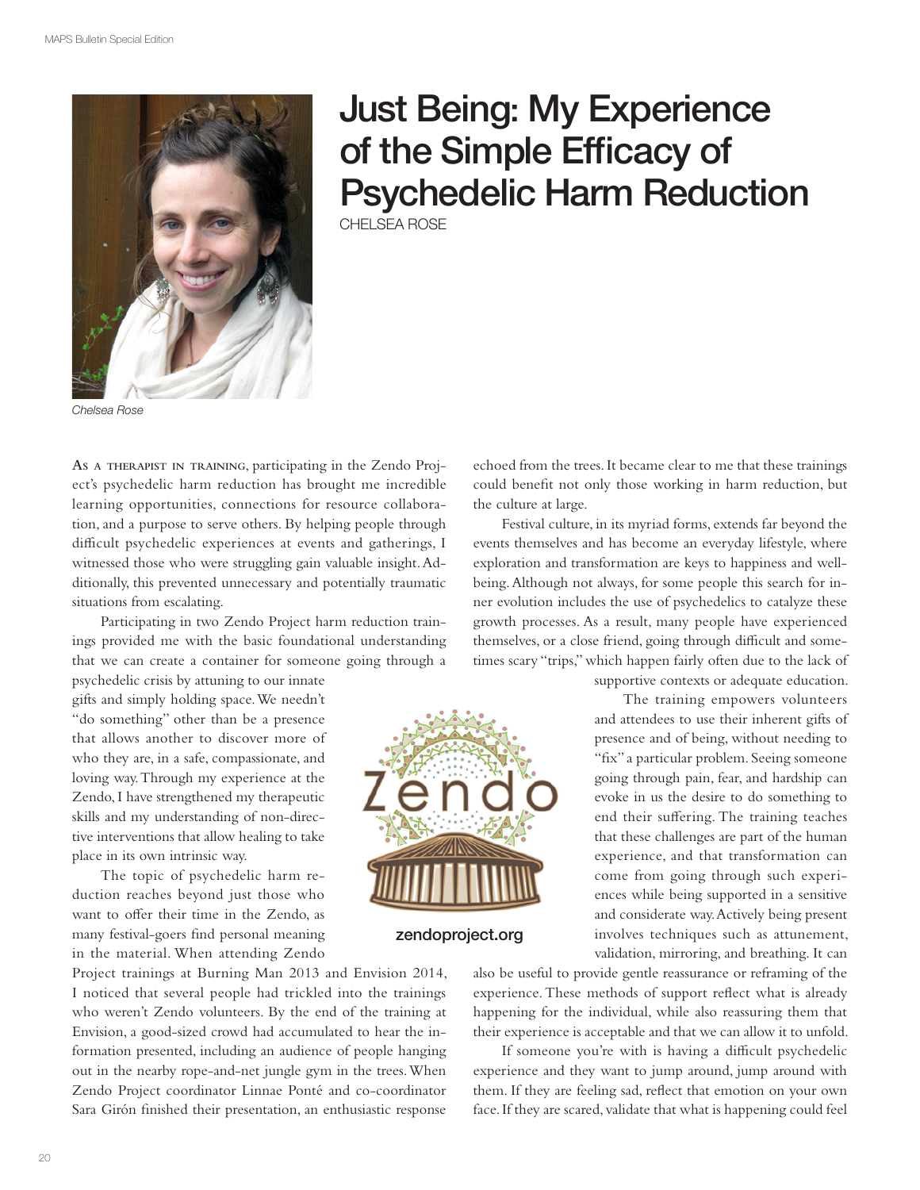# Just Being: My Experience of the Simple Efficacy of Psychedelic Harm Reduction

CHELSEA ROSE

*Chelsea Rose*

As a therapist in training, participating in the Zendo Project's psychedelic harm reduction has brought me incredible learning opportunities, connections for resource collaboration, and a purpose to serve others. By helping people through difficult psychedelic experiences at events and gatherings, I witnessed those who were struggling gain valuable insight. Additionally, this prevented unnecessary and potentially traumatic situations from escalating.

Participating in two Zendo Project harm reduction trainings provided me with the basic foundational understanding that we can create a container for someone going through a psychedelic crisis by attuning to our innate gifts and simply holding space. We needn't "do something" other than be a presence that allows another to discover more of who they are, in a safe, compassionate, and loving way. Through my experience at the Zendo, I have strengthened my therapeutic skills and my understanding of non-directive interventions that allow healing to take place in its own intrinsic way.

The topic of psychedelic harm reduction reaches beyond just those who want to offer their time in the Zendo, as many festival-goers find personal meaning in the material. When attending Zendo Project trainings at Burning Man 2013 and Envision 2014, I noticed that several people had trickled into the trainings who weren't Zendo volunteers. By the end of the training at Envision, a good-sized crowd had accumulated to hear the information presented, including an audience of people hanging out in the nearby rope-and-net jungle gym in the trees. When Zendo Project coordinator Linnae Ponté and co-coordinator Sara Girón finished their presentation, an enthusiastic response echoed from the trees. It became clear to me that these trainings could benefit not only those working in harm reduction, but the culture at large.

Festival culture, in its myriad forms, extends far beyond the events themselves and has become an everyday lifestyle, where exploration and transformation are keys to happiness and well-being. Although not always, for some people this search for inner evolution includes the use of psychedelics to catalyze these growth processes. As a result, many people have experienced themselves, or a close friend, going through difficult and sometimes scary "trips," which happen fairly often due to the lack of supportive contexts or adequate education.

zendoproject.org

The training empowers volunteers and attendees to use their inherent gifts of presence and of being, without needing to "fix" a particular problem. Seeing someone going through pain, fear, and hardship can evoke in us the desire to do something to end their suffering. The training teaches that these challenges are part of the human experience, and that transformation can come from going through such experiences while being supported in a sensitive and considerate way. Actively being present involves techniques such as attunement, validation, mirroring, and breathing. It can also be useful to provide gentle reassurance or reframing of the experience. These methods of support reflect what is already happening for the individual, while also reassuring them that their experience is acceptable and that we can allow it to unfold.

If someone you're with is having a difficult psychedelic experience and they want to jump around, jump around with them. If they are feeling sad, reflect that emotion on your own face. If they are scared, validate that what is happening could feel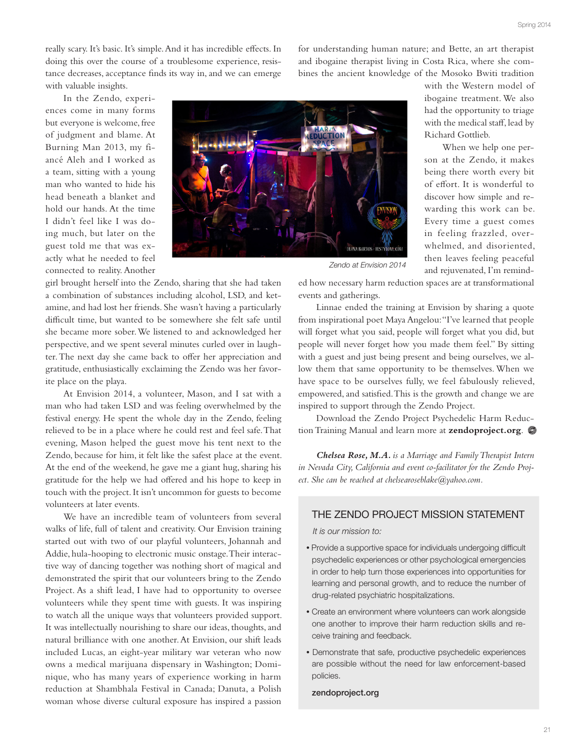really scary. It's basic. It's simple. And it has incredible effects. In doing this over the course of a troublesome experience, resistance decreases, acceptance finds its way in, and we can emerge with valuable insights.

In the Zendo, experiences come in many forms but everyone is welcome, free of judgment and blame. At Burning Man 2013, my fiancé Aleh and I worked as a team, sitting with a young man who wanted to hide his head beneath a blanket and hold our hands. At the time I didn't feel like I was doing much, but later on the guest told me that was exactly what he needed to feel connected to reality. Another girl brought herself into the Zendo, sharing that she had taken a combination of substances including alcohol, LSD, and ketamine, and had lost her friends. She wasn't having a particularly difficult time, but wanted to be somewhere she felt safe until she became more sober. We listened to and acknowledged her perspective, and we spent several minutes curled over in laughter. The next day she came back to offer her appreciation and gratitude, enthusiastically exclaiming the Zendo was her favorite place on the playa.

Zendo at Envision 2014

At Envision 2014, a volunteer, Mason, and I sat with a man who had taken LSD and was feeling overwhelmed by the festival energy. He spent the whole day in the Zendo, feeling relieved to be in a place where he could rest and feel safe. That evening, Mason helped the guest move his tent next to the Zendo, because for him, it felt like the safest place at the event. At the end of the weekend, he gave me a giant hug, sharing his gratitude for the help we had offered and his hope to keep in touch with the project. It isn't uncommon for guests to become volunteers at later events.

We have an incredible team of volunteers from several walks of life, full of talent and creativity. Our Envision training started out with two of our playful volunteers, Johannah and Addie, hula-hooping to electronic music onstage. Their interactive way of dancing together was nothing short of magical and demonstrated the spirit that our volunteers bring to the Zendo Project. As a shift lead, I have had to opportunity to oversee volunteers while they spent time with guests. It was inspiring to watch all the unique ways that volunteers provided support. It was intellectually nourishing to share our ideas, thoughts, and natural brilliance with one another. At Envision, our shift leads included Lucas, an eight-year military war veteran who now owns a medical marijuana dispensary in Washington; Dominique, who has many years of experience working in harm reduction at Shambhala Festival in Canada; Danuta, a Polish woman whose diverse cultural exposure has inspired a passion for understanding human nature; and Bette, an art therapist and ibogaine therapist living in Costa Rica, where she combines the ancient knowledge of the Mosoko Bwiti tradition with the Western model of ibogaine treatment. We also had the opportunity to triage with the medical staff, lead by Richard Gottlieb.

When we help one person at the Zendo, it makes being there worth every bit of effort. It is wonderful to discover how simple and rewarding this work can be. Every time a guest comes in feeling frazzled, overwhelmed, and disoriented, then leaves feeling peaceful and rejuvenated, I'm reminded how necessary harm reduction spaces are at transformational events and gatherings.

Linnae ended the training at Envision by sharing a quote from inspirational poet Maya Angelou: "I've learned that people will forget what you said, people will forget what you did, but people will never forget how you made them feel." By sitting with a guest and just being present and being ourselves, we allow them that same opportunity to be themselves. When we have space to be ourselves fully, we feel fabulously relieved, empowered, and satisfied. This is the growth and change we are inspired to support through the Zendo Project.

Download the Zendo Project Psychedelic Harm Reduction Training Manual and learn more at **zendoproject.org**.

***Chelsea Rose, M.A.*** *is a Marriage and Family Therapist Intern in Nevada City, California and event co-facilitator for the Zendo Project. She can be reached at chelsearoseblake@yahoo.com.*

## THE ZENDO PROJECT MISSION STATEMENT

*It is our mission to:*

- Provide a supportive space for individuals undergoing difficult psychedelic experiences or other psychological emergencies in order to help turn those experiences into opportunities for learning and personal growth, and to reduce the number of drug-related psychiatric hospitalizations.
- Create an environment where volunteers can work alongside one another to improve their harm reduction skills and receive training and feedback.
- Demonstrate that safe, productive psychedelic experiences are possible without the need for law enforcement-based policies.

**zendoproject.org**